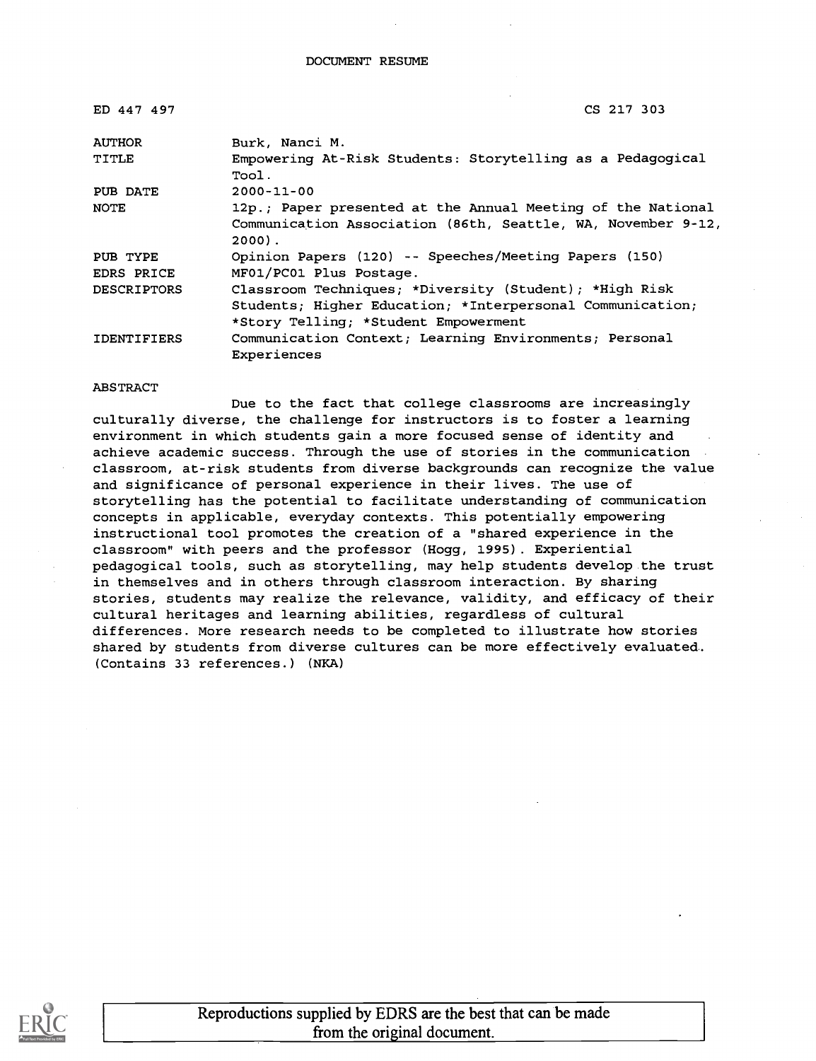DOCUMENT RESUME

| | |
|---|---|
| ED 447 497 | CS 217 303 |
| AUTHOR | Burk, Nanci M. |
| TITLE | Empowering At-Risk Students: Storytelling as a Pedagogical Tool. |
| PUB DATE | 2000-11-00 |
| NOTE | 12p.; Paper presented at the Annual Meeting of the National Communication Association (86th, Seattle, WA, November 9-12, 2000). |
| PUB TYPE | Opinion Papers (120) -- Speeches/Meeting Papers (150) |
| EDRS PRICE | MF01/PC01 Plus Postage. |
| DESCRIPTORS | Classroom Techniques; *Diversity (Student); *High Risk Students; Higher Education; *Interpersonal Communication; *Story Telling; *Student Empowerment |
| IDENTIFIERS | Communication Context; Learning Environments; Personal Experiences |

ABSTRACT

Due to the fact that college classrooms are increasingly culturally diverse, the challenge for instructors is to foster a learning environment in which students gain a more focused sense of identity and achieve academic success. Through the use of stories in the communication classroom, at-risk students from diverse backgrounds can recognize the value and significance of personal experience in their lives. The use of storytelling has the potential to facilitate understanding of communication concepts in applicable, everyday contexts. This potentially empowering instructional tool promotes the creation of a "shared experience in the classroom" with peers and the professor (Hogg, 1995). Experiential pedagogical tools, such as storytelling, may help students develop the trust in themselves and in others through classroom interaction. By sharing stories, students may realize the relevance, validity, and efficacy of their cultural heritages and learning abilities, regardless of cultural differences. More research needs to be completed to illustrate how stories shared by students from diverse cultures can be more effectively evaluated. (Contains 33 references.) (NKA)

Reproductions supplied by EDRS are the best that can be made from the original document.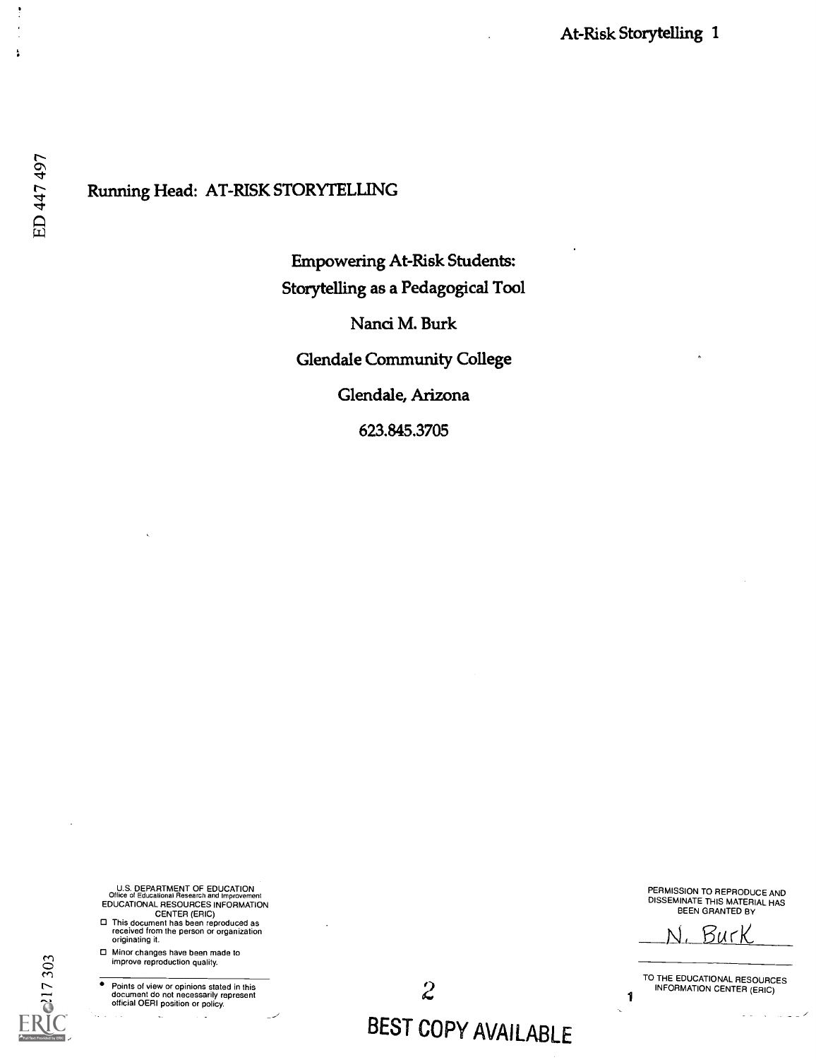Running Head: AT-RISK STORYTELLING

Empowering At-Risk Students:
Storytelling as a Pedagogical Tool

Nanci M. Burk

Glendale Community College

Glendale, Arizona

623.845.3705

U.S. DEPARTMENT OF EDUCATION
Office of Educational Research and Improvement
EDUCATIONAL RESOURCES INFORMATION CENTER (ERIC)

- This document has been reproduced as received from the person or organization originating it.
- Minor changes have been made to improve reproduction quality.

- Points of view or opinions stated in this document do not necessarily represent official OERI position or policy.

PERMISSION TO REPRODUCE AND DISSEMINATE THIS MATERIAL HAS BEEN GRANTED BY

N. Burk

TO THE EDUCATIONAL RESOURCES INFORMATION CENTER (ERIC)

BEST COPY AVAILABLE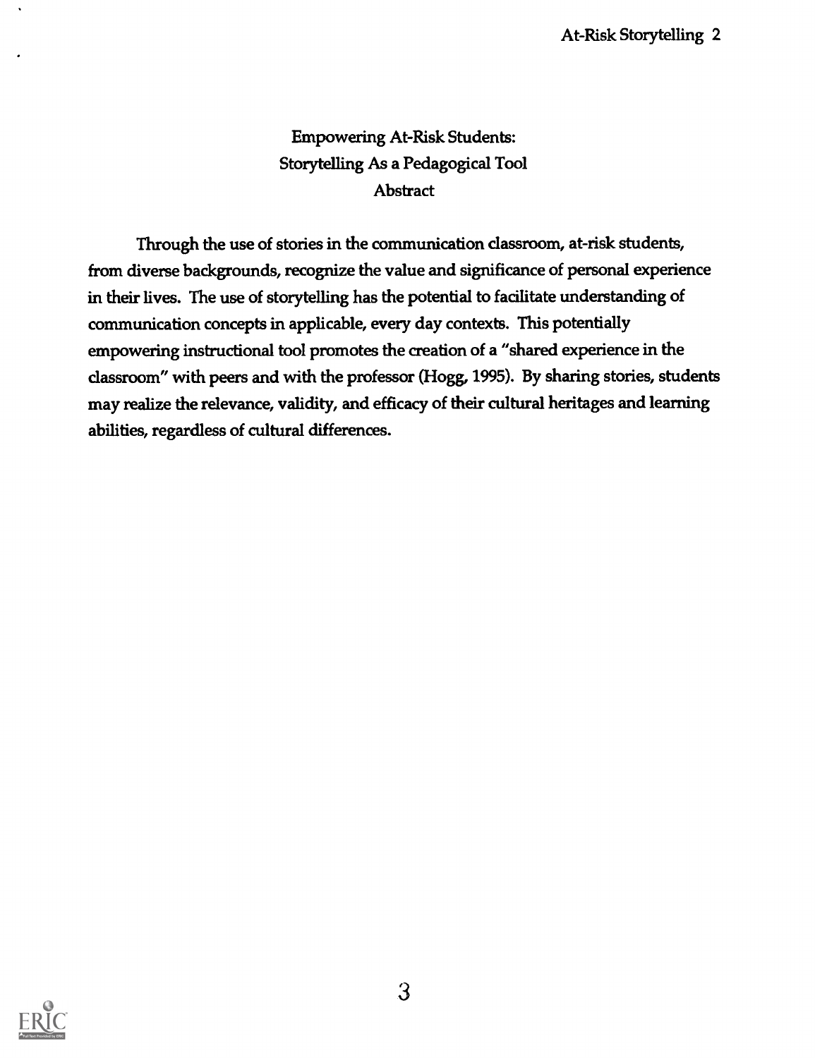# Empowering At-Risk Students:
## Storytelling As a Pedagogical Tool

### Abstract

Through the use of stories in the communication classroom, at-risk students, from diverse backgrounds, recognize the value and significance of personal experience in their lives. The use of storytelling has the potential to facilitate understanding of communication concepts in applicable, every day contexts. This potentially empowering instructional tool promotes the creation of a "shared experience in the classroom" with peers and with the professor (Hogg, 1995). By sharing stories, students may realize the relevance, validity, and efficacy of their cultural heritages and learning abilities, regardless of cultural differences.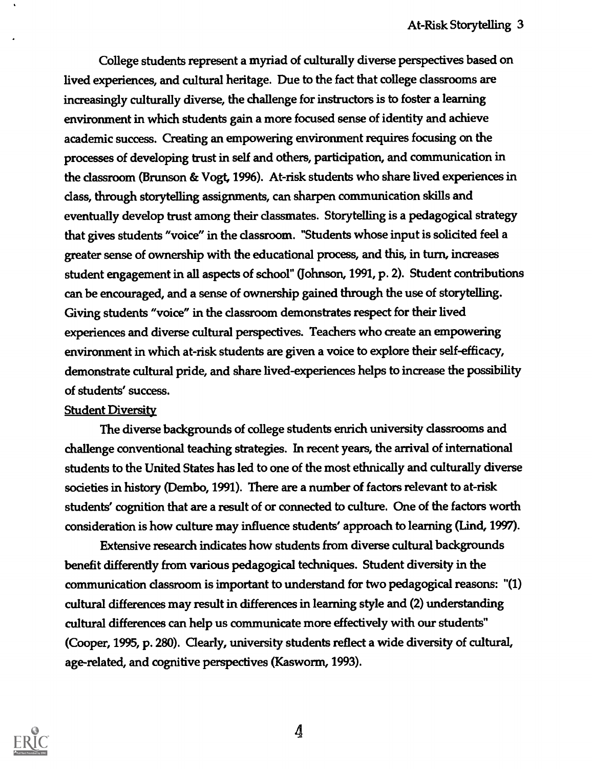College students represent a myriad of culturally diverse perspectives based on lived experiences, and cultural heritage. Due to the fact that college classrooms are increasingly culturally diverse, the challenge for instructors is to foster a learning environment in which students gain a more focused sense of identity and achieve academic success. Creating an empowering environment requires focusing on the processes of developing trust in self and others, participation, and communication in the classroom (Brunson & Vogt, 1996). At-risk students who share lived experiences in class, through storytelling assignments, can sharpen communication skills and eventually develop trust among their classmates. Storytelling is a pedagogical strategy that gives students "voice" in the classroom. "Students whose input is solicited feel a greater sense of ownership with the educational process, and this, in turn, increases student engagement in all aspects of school" (Johnson, 1991, p. 2). Student contributions can be encouraged, and a sense of ownership gained through the use of storytelling. Giving students "voice" in the classroom demonstrates respect for their lived experiences and diverse cultural perspectives. Teachers who create an empowering environment in which at-risk students are given a voice to explore their self-efficacy, demonstrate cultural pride, and share lived-experiences helps to increase the possibility of students' success.

## Student Diversity

The diverse backgrounds of college students enrich university classrooms and challenge conventional teaching strategies. In recent years, the arrival of international students to the United States has led to one of the most ethnically and culturally diverse societies in history (Dembo, 1991). There are a number of factors relevant to at-risk students' cognition that are a result of or connected to culture. One of the factors worth consideration is how culture may influence students' approach to learning (Lind, 1997).

Extensive research indicates how students from diverse cultural backgrounds benefit differently from various pedagogical techniques. Student diversity in the communication classroom is important to understand for two pedagogical reasons: "(1) cultural differences may result in differences in learning style and (2) understanding cultural differences can help us communicate more effectively with our students" (Cooper, 1995, p. 280). Clearly, university students reflect a wide diversity of cultural, age-related, and cognitive perspectives (Kasworm, 1993).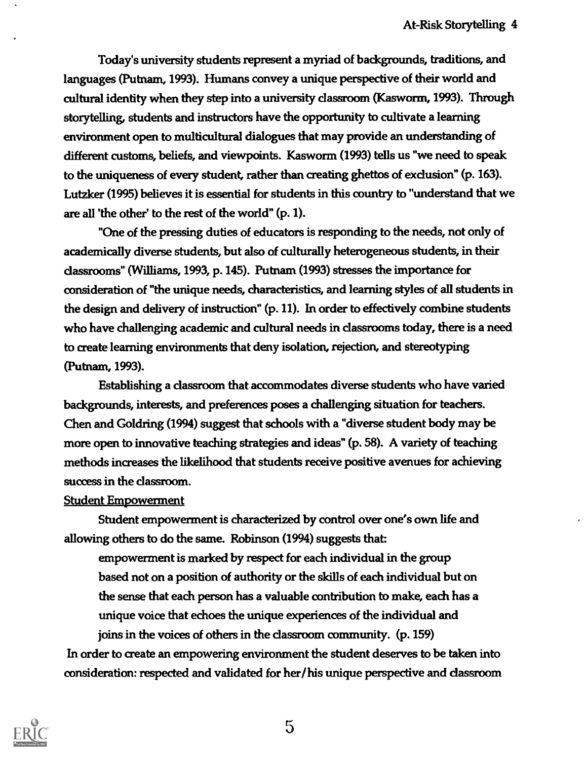Today's university students represent a myriad of backgrounds, traditions, and languages (Putnam, 1993). Humans convey a unique perspective of their world and cultural identity when they step into a university classroom (Kasworm, 1993). Through storytelling, students and instructors have the opportunity to cultivate a learning environment open to multicultural dialogues that may provide an understanding of different customs, beliefs, and viewpoints. Kasworm (1993) tells us "we need to speak to the uniqueness of every student, rather than creating ghettos of exclusion" (p. 163). Lutzker (1995) believes it is essential for students in this country to "understand that we are all 'the other' to the rest of the world" (p. 1).

"One of the pressing duties of educators is responding to the needs, not only of academically diverse students, but also of culturally heterogeneous students, in their classrooms" (Williams, 1993, p. 145). Putnam (1993) stresses the importance for consideration of "the unique needs, characteristics, and learning styles of all students in the design and delivery of instruction" (p. 11). In order to effectively combine students who have challenging academic and cultural needs in classrooms today, there is a need to create learning environments that deny isolation, rejection, and stereotyping (Putnam, 1993).

Establishing a classroom that accommodates diverse students who have varied backgrounds, interests, and preferences poses a challenging situation for teachers. Chen and Goldring (1994) suggest that schools with a "diverse student body may be more open to innovative teaching strategies and ideas" (p. 58). A variety of teaching methods increases the likelihood that students receive positive avenues for achieving success in the classroom.

<u>Student Empowerment</u>

Student empowerment is characterized by control over one's own life and allowing others to do the same. Robinson (1994) suggests that:

> empowerment is marked by respect for each individual in the group based not on a position of authority or the skills of each individual but on the sense that each person has a valuable contribution to make, each has a unique voice that echoes the unique experiences of the individual and joins in the voices of others in the classroom community. (p. 159)

In order to create an empowering environment the student deserves to be taken into consideration: respected and validated for her/his unique perspective and classroom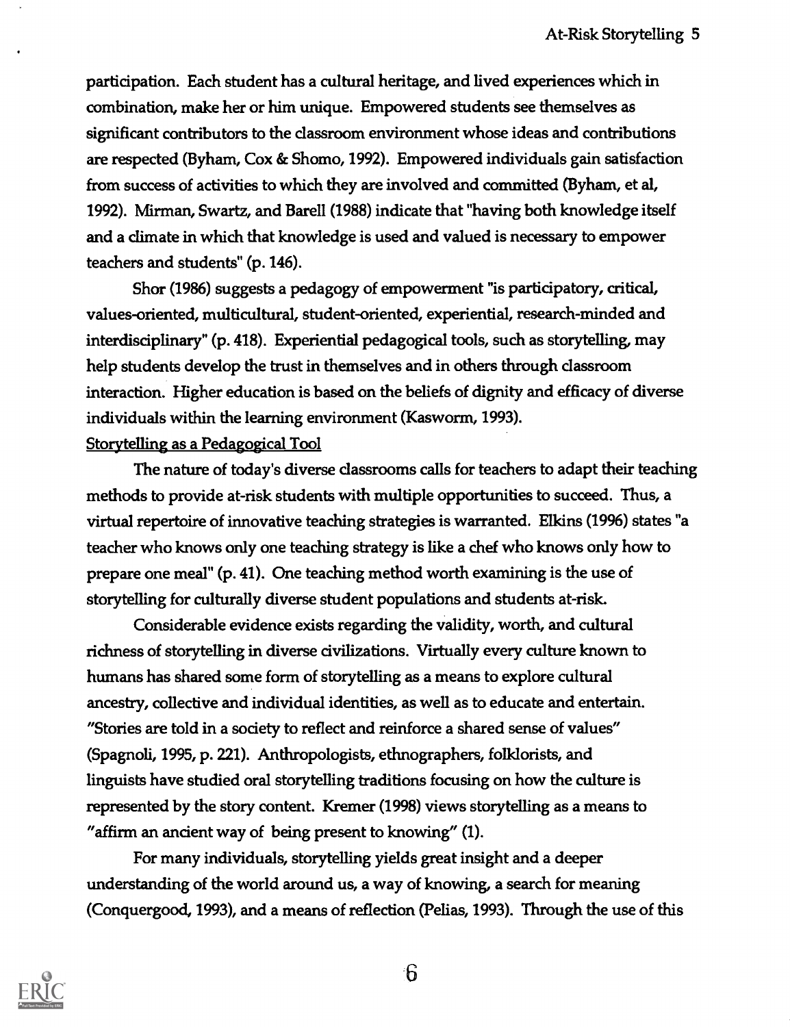participation. Each student has a cultural heritage, and lived experiences which in combination, make her or him unique. Empowered students see themselves as significant contributors to the classroom environment whose ideas and contributions are respected (Byham, Cox & Shomo, 1992). Empowered individuals gain satisfaction from success of activities to which they are involved and committed (Byham, et al, 1992). Mirman, Swartz, and Barell (1988) indicate that "having both knowledge itself and a climate in which that knowledge is used and valued is necessary to empower teachers and students" (p. 146).

Shor (1986) suggests a pedagogy of empowerment "is participatory, critical, values-oriented, multicultural, student-oriented, experiential, research-minded and interdisciplinary" (p. 418). Experiential pedagogical tools, such as storytelling, may help students develop the trust in themselves and in others through classroom interaction. Higher education is based on the beliefs of dignity and efficacy of diverse individuals within the learning environment (Kasworm, 1993).

<u>Storytelling as a Pedagogical Tool</u>

The nature of today's diverse classrooms calls for teachers to adapt their teaching methods to provide at-risk students with multiple opportunities to succeed. Thus, a virtual repertoire of innovative teaching strategies is warranted. Elkins (1996) states "a teacher who knows only one teaching strategy is like a chef who knows only how to prepare one meal" (p. 41). One teaching method worth examining is the use of storytelling for culturally diverse student populations and students at-risk.

Considerable evidence exists regarding the validity, worth, and cultural richness of storytelling in diverse civilizations. Virtually every culture known to humans has shared some form of storytelling as a means to explore cultural ancestry, collective and individual identities, as well as to educate and entertain. "Stories are told in a society to reflect and reinforce a shared sense of values" (Spagnoli, 1995, p. 221). Anthropologists, ethnographers, folklorists, and linguists have studied oral storytelling traditions focusing on how the culture is represented by the story content. Kremer (1998) views storytelling as a means to "affirm an ancient way of being present to knowing" (1).

For many individuals, storytelling yields great insight and a deeper understanding of the world around us, a way of knowing, a search for meaning (Conquergood, 1993), and a means of reflection (Pelias, 1993). Through the use of this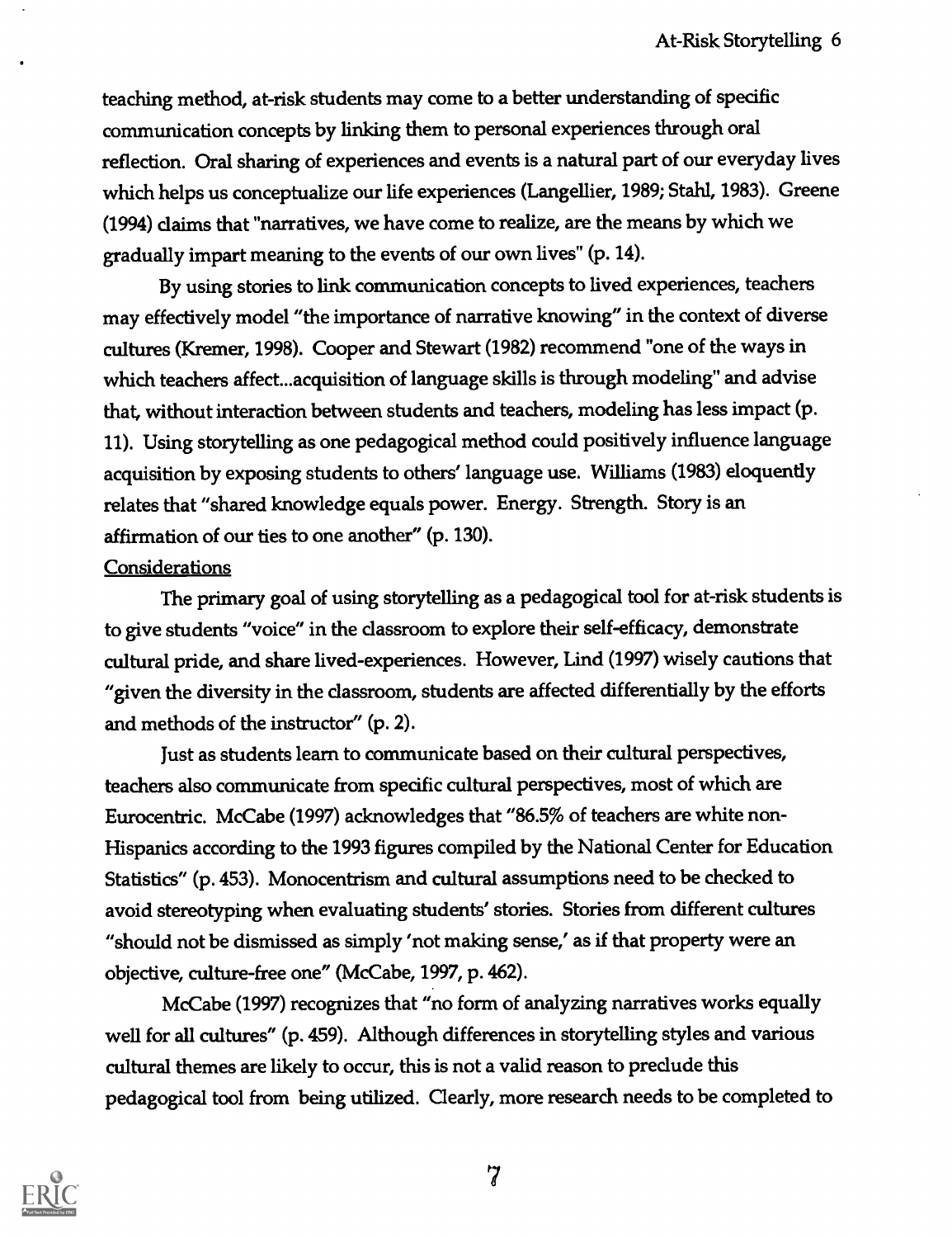teaching method, at-risk students may come to a better understanding of specific communication concepts by linking them to personal experiences through oral reflection. Oral sharing of experiences and events is a natural part of our everyday lives which helps us conceptualize our life experiences (Langellier, 1989; Stahl, 1983). Greene (1994) claims that "narratives, we have come to realize, are the means by which we gradually impart meaning to the events of our own lives" (p. 14).

By using stories to link communication concepts to lived experiences, teachers may effectively model "the importance of narrative knowing" in the context of diverse cultures (Kremer, 1998). Cooper and Stewart (1982) recommend "one of the ways in which teachers affect...acquisition of language skills is through modeling" and advise that, without interaction between students and teachers, modeling has less impact (p. 11). Using storytelling as one pedagogical method could positively influence language acquisition by exposing students to others' language use. Williams (1983) eloquently relates that "shared knowledge equals power. Energy. Strength. Story is an affirmation of our ties to one another" (p. 130).

Considerations

The primary goal of using storytelling as a pedagogical tool for at-risk students is to give students "voice" in the classroom to explore their self-efficacy, demonstrate cultural pride, and share lived-experiences. However, Lind (1997) wisely cautions that "given the diversity in the classroom, students are affected differentially by the efforts and methods of the instructor" (p. 2).

Just as students learn to communicate based on their cultural perspectives, teachers also communicate from specific cultural perspectives, most of which are Eurocentric. McCabe (1997) acknowledges that "86.5% of teachers are white non-Hispanics according to the 1993 figures compiled by the National Center for Education Statistics" (p. 453). Monocentrism and cultural assumptions need to be checked to avoid stereotyping when evaluating students' stories. Stories from different cultures "should not be dismissed as simply 'not making sense,' as if that property were an objective, culture-free one" (McCabe, 1997, p. 462).

McCabe (1997) recognizes that "no form of analyzing narratives works equally well for all cultures" (p. 459). Although differences in storytelling styles and various cultural themes are likely to occur, this is not a valid reason to preclude this pedagogical tool from being utilized. Clearly, more research needs to be completed to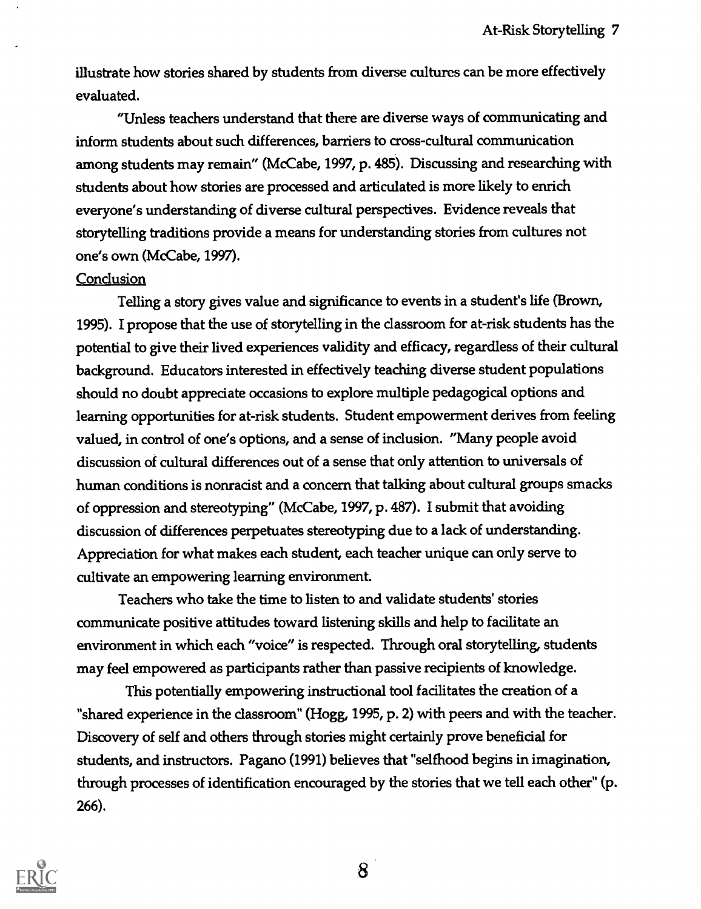illustrate how stories shared by students from diverse cultures can be more effectively evaluated.

"Unless teachers understand that there are diverse ways of communicating and inform students about such differences, barriers to cross-cultural communication among students may remain" (McCabe, 1997, p. 485). Discussing and researching with students about how stories are processed and articulated is more likely to enrich everyone's understanding of diverse cultural perspectives. Evidence reveals that storytelling traditions provide a means for understanding stories from cultures not one's own (McCabe, 1997).

Conclusion

Telling a story gives value and significance to events in a student's life (Brown, 1995). I propose that the use of storytelling in the classroom for at-risk students has the potential to give their lived experiences validity and efficacy, regardless of their cultural background. Educators interested in effectively teaching diverse student populations should no doubt appreciate occasions to explore multiple pedagogical options and learning opportunities for at-risk students. Student empowerment derives from feeling valued, in control of one's options, and a sense of inclusion. "Many people avoid discussion of cultural differences out of a sense that only attention to universals of human conditions is nonracist and a concern that talking about cultural groups smacks of oppression and stereotyping" (McCabe, 1997, p. 487). I submit that avoiding discussion of differences perpetuates stereotyping due to a lack of understanding. Appreciation for what makes each student, each teacher unique can only serve to cultivate an empowering learning environment.

Teachers who take the time to listen to and validate students' stories communicate positive attitudes toward listening skills and help to facilitate an environment in which each "voice" is respected. Through oral storytelling, students may feel empowered as participants rather than passive recipients of knowledge.

This potentially empowering instructional tool facilitates the creation of a "shared experience in the classroom" (Hogg, 1995, p. 2) with peers and with the teacher. Discovery of self and others through stories might certainly prove beneficial for students, and instructors. Pagano (1991) believes that "selfhood begins in imagination, through processes of identification encouraged by the stories that we tell each other" (p. 266).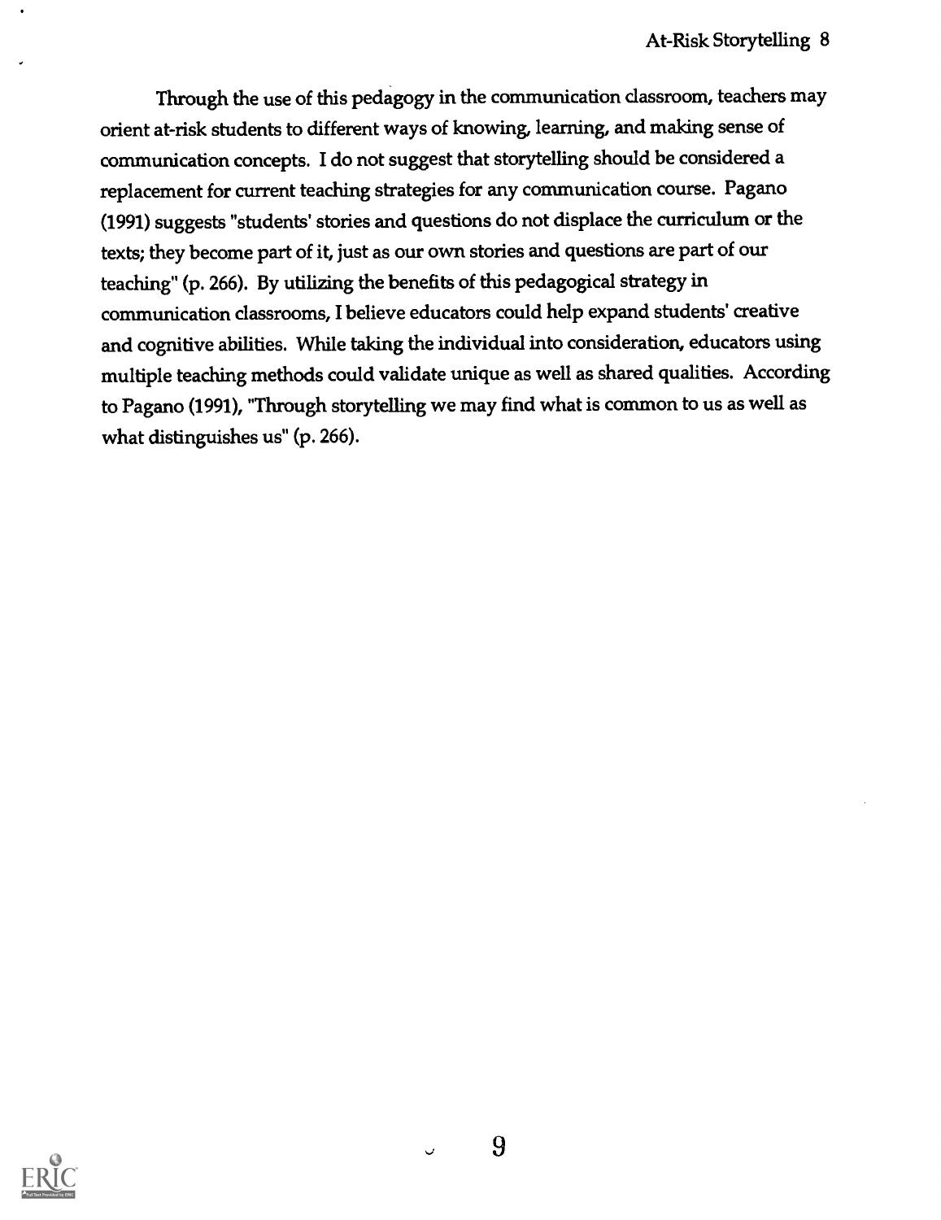Through the use of this pedagogy in the communication classroom, teachers may orient at-risk students to different ways of knowing, learning, and making sense of communication concepts. I do not suggest that storytelling should be considered a replacement for current teaching strategies for any communication course. Pagano (1991) suggests "students' stories and questions do not displace the curriculum or the texts; they become part of it, just as our own stories and questions are part of our teaching" (p. 266). By utilizing the benefits of this pedagogical strategy in communication classrooms, I believe educators could help expand students' creative and cognitive abilities. While taking the individual into consideration, educators using multiple teaching methods could validate unique as well as shared qualities. According to Pagano (1991), "Through storytelling we may find what is common to us as well as what distinguishes us" (p. 266).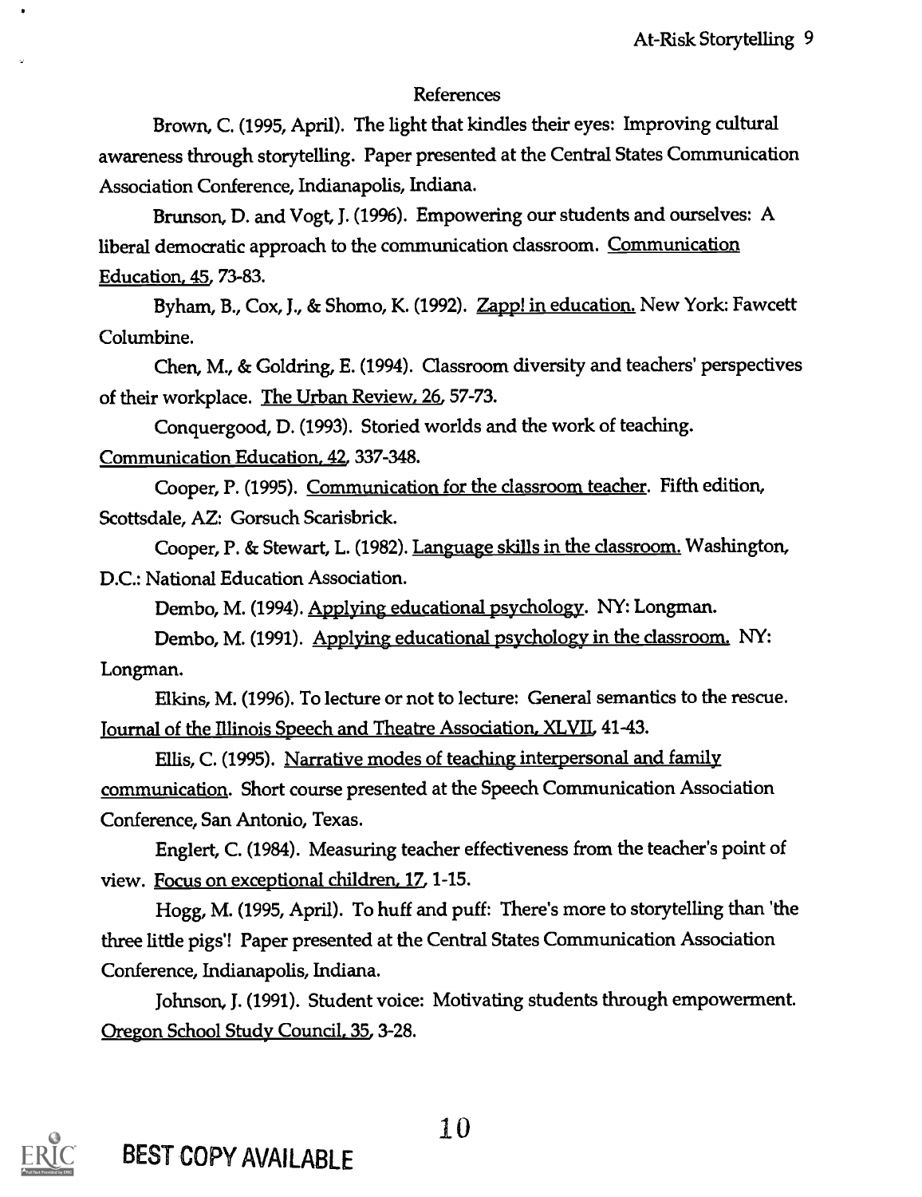# References

Brown, C. (1995, April). The light that kindles their eyes: Improving cultural awareness through storytelling. Paper presented at the Central States Communication Association Conference, Indianapolis, Indiana.

Brunson, D. and Vogt, J. (1996). Empowering our students and ourselves: A liberal democratic approach to the communication classroom. Communication Education, 45, 73-83.

Byham, B., Cox, J., & Shomo, K. (1992). Zapp! in education. New York: Fawcett Columbine.

Chen, M., & Goldring, E. (1994). Classroom diversity and teachers' perspectives of their workplace. The Urban Review, 26, 57-73.

Conquergood, D. (1993). Storied worlds and the work of teaching. Communication Education, 42, 337-348.

Cooper, P. (1995). Communication for the classroom teacher. Fifth edition, Scottsdale, AZ: Gorsuch Scarisbrick.

Cooper, P. & Stewart, L. (1982). Language skills in the classroom. Washington, D.C.: National Education Association.

Dembo, M. (1994). Applying educational psychology. NY: Longman.

Dembo, M. (1991). Applying educational psychology in the classroom. NY: Longman.

Elkins, M. (1996). To lecture or not to lecture: General semantics to the rescue. Journal of the Illinois Speech and Theatre Association, XLVII, 41-43.

Ellis, C. (1995). Narrative modes of teaching interpersonal and family communication. Short course presented at the Speech Communication Association Conference, San Antonio, Texas.

Englert, C. (1984). Measuring teacher effectiveness from the teacher's point of view. Focus on exceptional children, 17, 1-15.

Hogg, M. (1995, April). To huff and puff: There's more to storytelling than 'the three little pigs'! Paper presented at the Central States Communication Association Conference, Indianapolis, Indiana.

Johnson, J. (1991). Student voice: Motivating students through empowerment. Oregon School Study Council, 35, 3-28.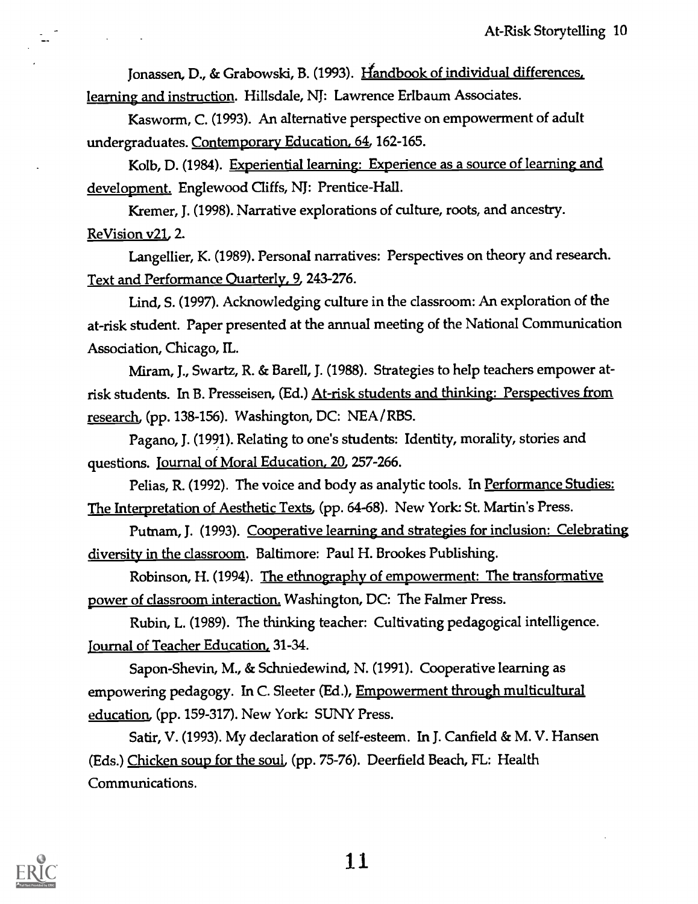Jonassen, D., & Grabowski, B. (1993). Handbook of individual differences, learning and instruction. Hillsdale, NJ: Lawrence Erlbaum Associates.

Kasworm, C. (1993). An alternative perspective on empowerment of adult undergraduates. Contemporary Education, 64, 162-165.

Kolb, D. (1984). Experiential learning: Experience as a source of learning and development. Englewood Cliffs, NJ: Prentice-Hall.

Kremer, J. (1998). Narrative explorations of culture, roots, and ancestry. ReVision v21, 2.

Langellier, K. (1989). Personal narratives: Perspectives on theory and research. Text and Performance Quarterly, 9, 243-276.

Lind, S. (1997). Acknowledging culture in the classroom: An exploration of the at-risk student. Paper presented at the annual meeting of the National Communication Association, Chicago, IL.

Miram, J., Swartz, R. & Barell, J. (1988). Strategies to help teachers empower at-risk students. In B. Presseisen, (Ed.) At-risk students and thinking: Perspectives from research, (pp. 138-156). Washington, DC: NEA/RBS.

Pagano, J. (1991). Relating to one's students: Identity, morality, stories and questions. Journal of Moral Education, 20, 257-266.

Pelias, R. (1992). The voice and body as analytic tools. In Performance Studies: The Interpretation of Aesthetic Texts, (pp. 64-68). New York: St. Martin's Press.

Putnam, J. (1993). Cooperative learning and strategies for inclusion: Celebrating diversity in the classroom. Baltimore: Paul H. Brookes Publishing.

Robinson, H. (1994). The ethnography of empowerment: The transformative power of classroom interaction. Washington, DC: The Falmer Press.

Rubin, L. (1989). The thinking teacher: Cultivating pedagogical intelligence. Journal of Teacher Education, 31-34.

Sapon-Shevin, M., & Schniedewind, N. (1991). Cooperative learning as empowering pedagogy. In C. Sleeter (Ed.), Empowerment through multicultural education, (pp. 159-317). New York: SUNY Press.

Satir, V. (1993). My declaration of self-esteem. In J. Canfield & M. V. Hansen (Eds.) Chicken soup for the soul, (pp. 75-76). Deerfield Beach, FL: Health Communications.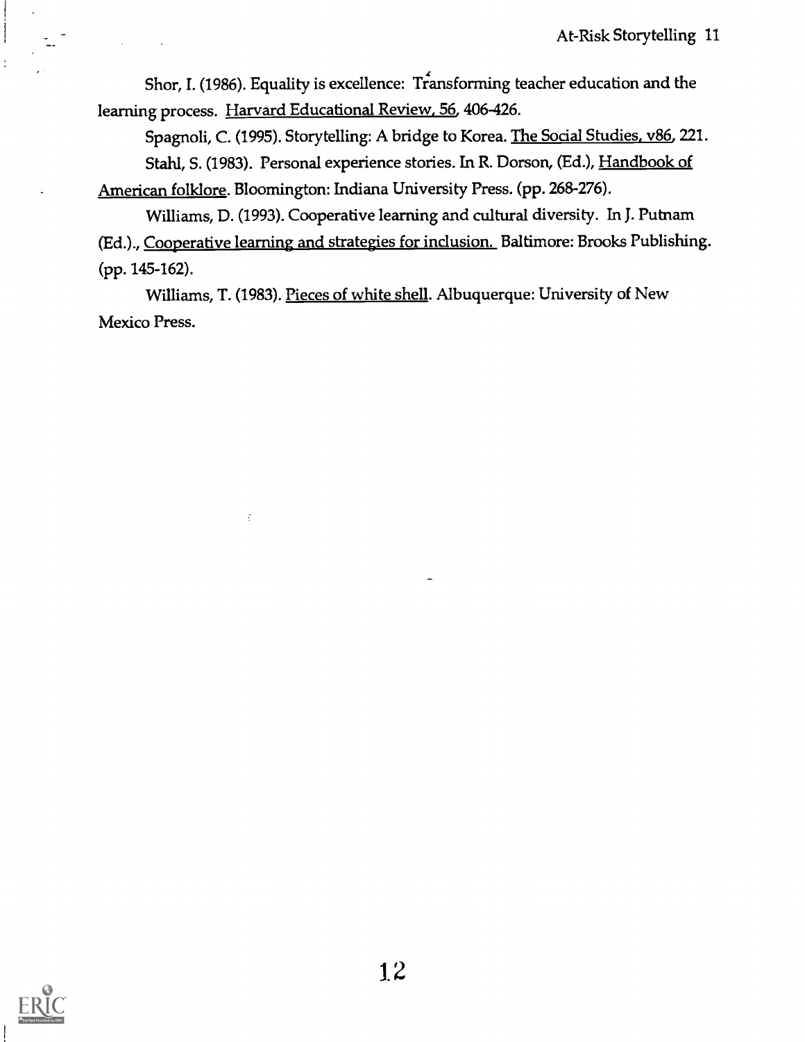Shor, I. (1986). Equality is excellence: Transforming teacher education and the learning process. Harvard Educational Review, 56, 406-426.

Spagnoli, C. (1995). Storytelling: A bridge to Korea. The Social Studies, v86, 221.

Stahl, S. (1983). Personal experience stories. In R. Dorson, (Ed.), Handbook of American folklore. Bloomington: Indiana University Press. (pp. 268-276).

Williams, D. (1993). Cooperative learning and cultural diversity. In J. Putnam (Ed.)., Cooperative learning and strategies for inclusion. Baltimore: Brooks Publishing. (pp. 145-162).

Williams, T. (1983). Pieces of white shell. Albuquerque: University of New Mexico Press.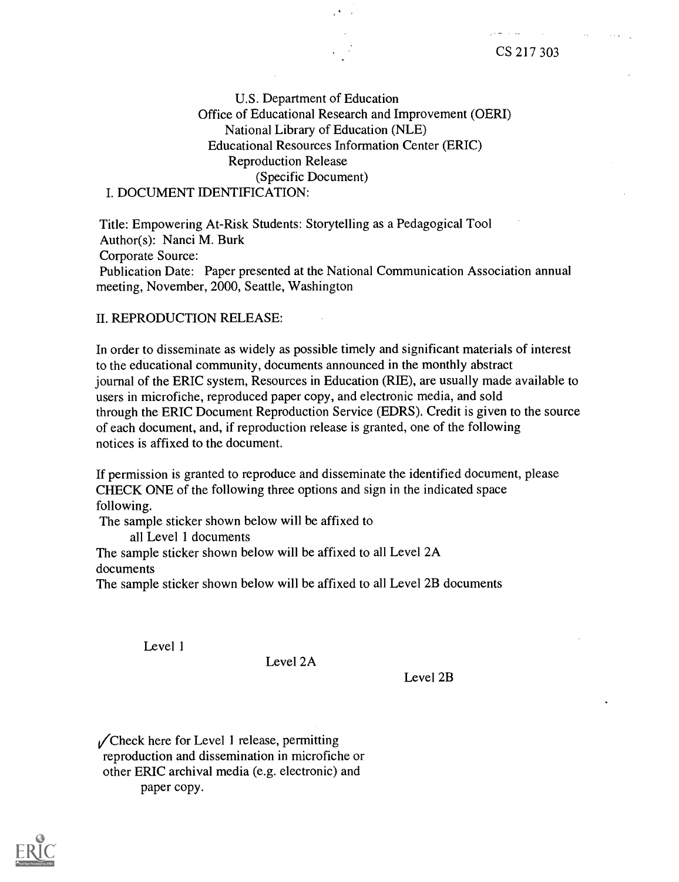CS 217 303

U.S. Department of Education
Office of Educational Research and Improvement (OERI)
National Library of Education (NLE)
Educational Resources Information Center (ERIC)
Reproduction Release
(Specific Document)

I. DOCUMENT IDENTIFICATION:

Title: Empowering At-Risk Students: Storytelling as a Pedagogical Tool
Author(s): Nanci M. Burk
Corporate Source:
Publication Date: Paper presented at the National Communication Association annual meeting, November, 2000, Seattle, Washington

II. REPRODUCTION RELEASE:

In order to disseminate as widely as possible timely and significant materials of interest to the educational community, documents announced in the monthly abstract journal of the ERIC system, Resources in Education (RIE), are usually made available to users in microfiche, reproduced paper copy, and electronic media, and sold through the ERIC Document Reproduction Service (EDRS). Credit is given to the source of each document, and, if reproduction release is granted, one of the following notices is affixed to the document.

If permission is granted to reproduce and disseminate the identified document, please CHECK ONE of the following three options and sign in the indicated space following.

The sample sticker shown below will be affixed to all Level 1 documents

The sample sticker shown below will be affixed to all Level 2A documents

The sample sticker shown below will be affixed to all Level 2B documents

Level 1

Level 2A

Level 2B

✓Check here for Level 1 release, permitting reproduction and dissemination in microfiche or other ERIC archival media (e.g. electronic) and paper copy.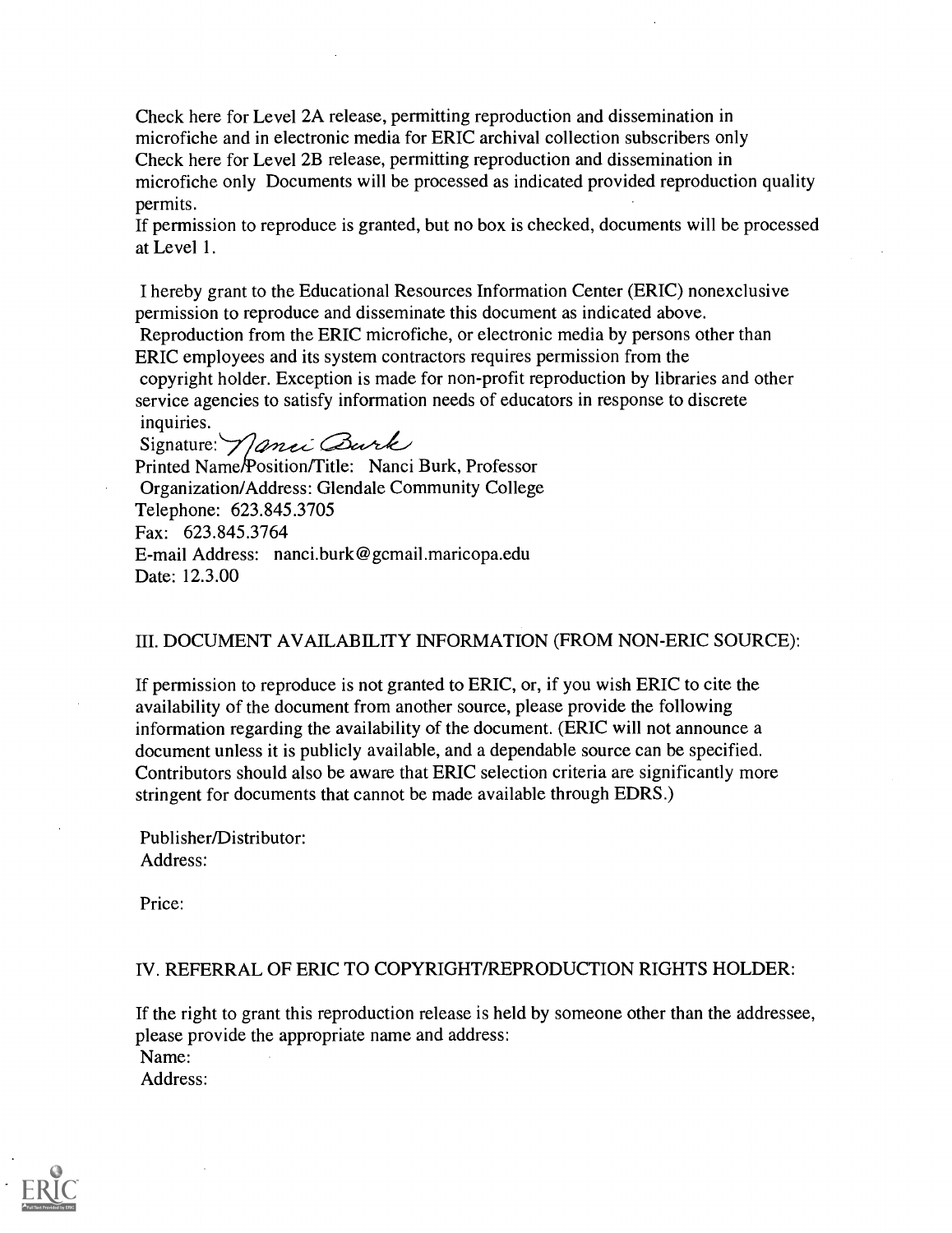Check here for Level 2A release, permitting reproduction and dissemination in microfiche and in electronic media for ERIC archival collection subscribers only
Check here for Level 2B release, permitting reproduction and dissemination in microfiche only Documents will be processed as indicated provided reproduction quality permits.
If permission to reproduce is granted, but no box is checked, documents will be processed at Level 1.

I hereby grant to the Educational Resources Information Center (ERIC) nonexclusive permission to reproduce and disseminate this document as indicated above.
Reproduction from the ERIC microfiche, or electronic media by persons other than ERIC employees and its system contractors requires permission from the copyright holder. Exception is made for non-profit reproduction by libraries and other service agencies to satisfy information needs of educators in response to discrete inquiries.
Signature: Nanci Burk
Printed Name/Position/Title: Nanci Burk, Professor
Organization/Address: Glendale Community College
Telephone: 623.845.3705
Fax: 623.845.3764
E-mail Address: nanci.burk@gcmail.maricopa.edu
Date: 12.3.00

## III. DOCUMENT AVAILABILITY INFORMATION (FROM NON-ERIC SOURCE):

If permission to reproduce is not granted to ERIC, or, if you wish ERIC to cite the availability of the document from another source, please provide the following information regarding the availability of the document. (ERIC will not announce a document unless it is publicly available, and a dependable source can be specified. Contributors should also be aware that ERIC selection criteria are significantly more stringent for documents that cannot be made available through EDRS.)

Publisher/Distributor:
Address:

Price:

## IV. REFERRAL OF ERIC TO COPYRIGHT/REPRODUCTION RIGHTS HOLDER:

If the right to grant this reproduction release is held by someone other than the addressee, please provide the appropriate name and address:
Name:
Address: